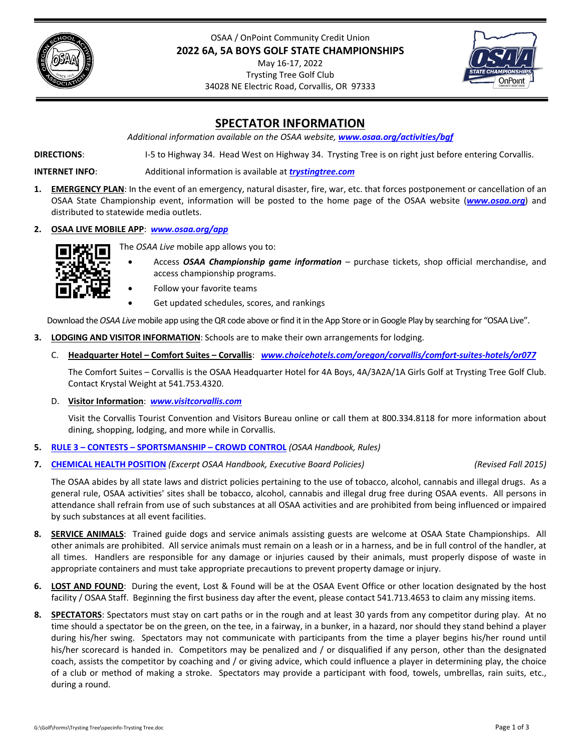OSAA / OnPoint Community Credit Union

**2022 6A, 5A BOYS GOLF STATE CHAMPIONSHIPS**

May 16-17, 2022

Trysting Tree Golf Club

34028 NE Electric Road, Corvallis, OR 97333

# SPECTATOR INFORMATION

*Additional information available on the OSAA website, **www.osaa.org/activities/bgf***

**DIRECTIONS**: I-5 to Highway 34. Head West on Highway 34. Trysting Tree is on right just before entering Corvallis.

**INTERNET INFO**: Additional information is available at ***trystingtree.com***

1. **EMERGENCY PLAN**: In the event of an emergency, natural disaster, fire, war, etc. that forces postponement or cancellation of an OSAA State Championship event, information will be posted to the home page of the OSAA website (***www.osaa.org***) and distributed to statewide media outlets.

2. **OSAA LIVE MOBILE APP**: ***www.osaa.org/app***

   The *OSAA Live* mobile app allows you to:

   - Access ***OSAA Championship game information*** – purchase tickets, shop official merchandise, and access championship programs.
   - Follow your favorite teams
   - Get updated schedules, scores, and rankings

   Download the *OSAA Live* mobile app using the QR code above or find it in the App Store or in Google Play by searching for "OSAA Live".

3. **LODGING AND VISITOR INFORMATION**: Schools are to make their own arrangements for lodging.

   C. **Headquarter Hotel – Comfort Suites – Corvallis**: ***www.choicehotels.com/oregon/corvallis/comfort-suites-hotels/or077***

   The Comfort Suites – Corvallis is the OSAA Headquarter Hotel for 4A Boys, 4A/3A2A/1A Girls Golf at Trysting Tree Golf Club. Contact Krystal Weight at 541.753.4320.

   D. **Visitor Information**: ***www.visitcorvallis.com***

   Visit the Corvallis Tourist Convention and Visitors Bureau online or call them at 800.334.8118 for more information about dining, shopping, lodging, and more while in Corvallis.

5. **RULE 3 – CONTESTS – SPORTSMANSHIP – CROWD CONTROL** *(OSAA Handbook, Rules)*

7. **CHEMICAL HEALTH POSITION** *(Excerpt OSAA Handbook, Executive Board Policies)* *(Revised Fall 2015)*

   The OSAA abides by all state laws and district policies pertaining to the use of tobacco, alcohol, cannabis and illegal drugs. As a general rule, OSAA activities' sites shall be tobacco, alcohol, cannabis and illegal drug free during OSAA events. All persons in attendance shall refrain from use of such substances at all OSAA activities and are prohibited from being influenced or impaired by such substances at all event facilities.

8. **SERVICE ANIMALS**: Trained guide dogs and service animals assisting guests are welcome at OSAA State Championships. All other animals are prohibited. All service animals must remain on a leash or in a harness, and be in full control of the handler, at all times. Handlers are responsible for any damage or injuries caused by their animals, must properly dispose of waste in appropriate containers and must take appropriate precautions to prevent property damage or injury.

6. **LOST AND FOUND**: During the event, Lost & Found will be at the OSAA Event Office or other location designated by the host facility / OSAA Staff. Beginning the first business day after the event, please contact 541.713.4653 to claim any missing items.

8. **SPECTATORS**: Spectators must stay on cart paths or in the rough and at least 30 yards from any competitor during play. At no time should a spectator be on the green, on the tee, in a fairway, in a bunker, in a hazard, nor should they stand behind a player during his/her swing. Spectators may not communicate with participants from the time a player begins his/her round until his/her scorecard is handed in. Competitors may be penalized and / or disqualified if any person, other than the designated coach, assists the competitor by coaching and / or giving advice, which could influence a player in determining play, the choice of a club or method of making a stroke. Spectators may provide a participant with food, towels, umbrellas, rain suits, etc., during a round.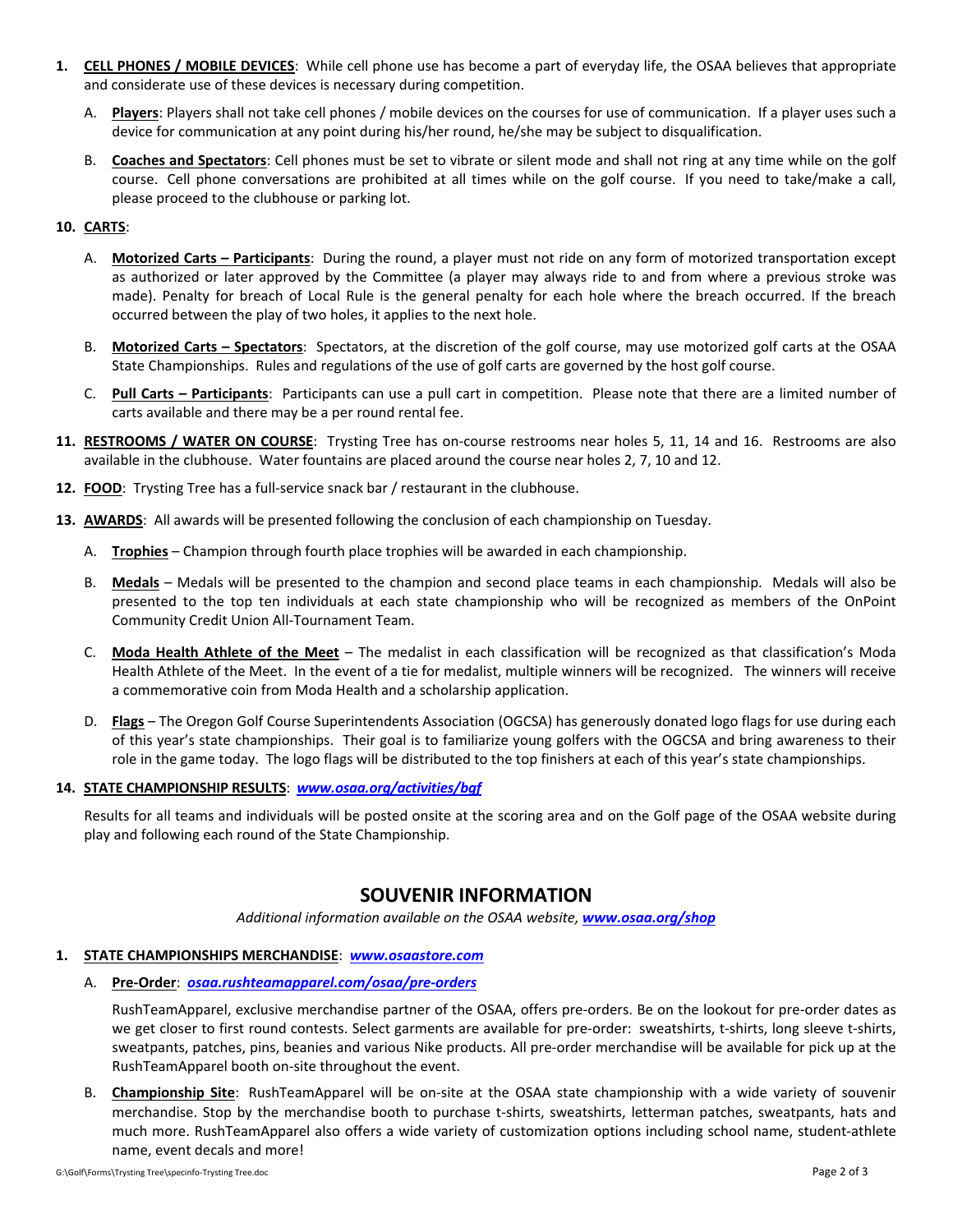1. **CELL PHONES / MOBILE DEVICES**: While cell phone use has become a part of everyday life, the OSAA believes that appropriate and considerate use of these devices is necessary during competition.

   A. **Players**: Players shall not take cell phones / mobile devices on the courses for use of communication. If a player uses such a device for communication at any point during his/her round, he/she may be subject to disqualification.

   B. **Coaches and Spectators**: Cell phones must be set to vibrate or silent mode and shall not ring at any time while on the golf course. Cell phone conversations are prohibited at all times while on the golf course. If you need to take/make a call, please proceed to the clubhouse or parking lot.

10. **CARTS**:

    A. **Motorized Carts – Participants**: During the round, a player must not ride on any form of motorized transportation except as authorized or later approved by the Committee (a player may always ride to and from where a previous stroke was made). Penalty for breach of Local Rule is the general penalty for each hole where the breach occurred. If the breach occurred between the play of two holes, it applies to the next hole.

    B. **Motorized Carts – Spectators**: Spectators, at the discretion of the golf course, may use motorized golf carts at the OSAA State Championships. Rules and regulations of the use of golf carts are governed by the host golf course.

    C. **Pull Carts – Participants**: Participants can use a pull cart in competition. Please note that there are a limited number of carts available and there may be a per round rental fee.

11. **RESTROOMS / WATER ON COURSE**: Trysting Tree has on-course restrooms near holes 5, 11, 14 and 16. Restrooms are also available in the clubhouse. Water fountains are placed around the course near holes 2, 7, 10 and 12.

12. **FOOD**: Trysting Tree has a full-service snack bar / restaurant in the clubhouse.

13. **AWARDS**: All awards will be presented following the conclusion of each championship on Tuesday.

    A. **Trophies** – Champion through fourth place trophies will be awarded in each championship.

    B. **Medals** – Medals will be presented to the champion and second place teams in each championship. Medals will also be presented to the top ten individuals at each state championship who will be recognized as members of the OnPoint Community Credit Union All-Tournament Team.

    C. **Moda Health Athlete of the Meet** – The medalist in each classification will be recognized as that classification's Moda Health Athlete of the Meet. In the event of a tie for medalist, multiple winners will be recognized. The winners will receive a commemorative coin from Moda Health and a scholarship application.

    D. **Flags** – The Oregon Golf Course Superintendents Association (OGCSA) has generously donated logo flags for use during each of this year's state championships. Their goal is to familiarize young golfers with the OGCSA and bring awareness to their role in the game today. The logo flags will be distributed to the top finishers at each of this year's state championships.

14. **STATE CHAMPIONSHIP RESULTS**: ***www.osaa.org/activities/bgf***

    Results for all teams and individuals will be posted onsite at the scoring area and on the Golf page of the OSAA website during play and following each round of the State Championship.

## SOUVENIR INFORMATION

*Additional information available on the OSAA website, **www.osaa.org/shop***

1. **STATE CHAMPIONSHIPS MERCHANDISE**: ***www.osaastore.com***

   A. **Pre-Order**: ***osaa.rushteamapparel.com/osaa/pre-orders***

   RushTeamApparel, exclusive merchandise partner of the OSAA, offers pre-orders. Be on the lookout for pre-order dates as we get closer to first round contests. Select garments are available for pre-order: sweatshirts, t-shirts, long sleeve t-shirts, sweatpants, patches, pins, beanies and various Nike products. All pre-order merchandise will be available for pick up at the RushTeamApparel booth on-site throughout the event.

   B. **Championship Site**: RushTeamApparel will be on-site at the OSAA state championship with a wide variety of souvenir merchandise. Stop by the merchandise booth to purchase t-shirts, sweatshirts, letterman patches, sweatpants, hats and much more. RushTeamApparel also offers a wide variety of customization options including school name, student-athlete name, event decals and more!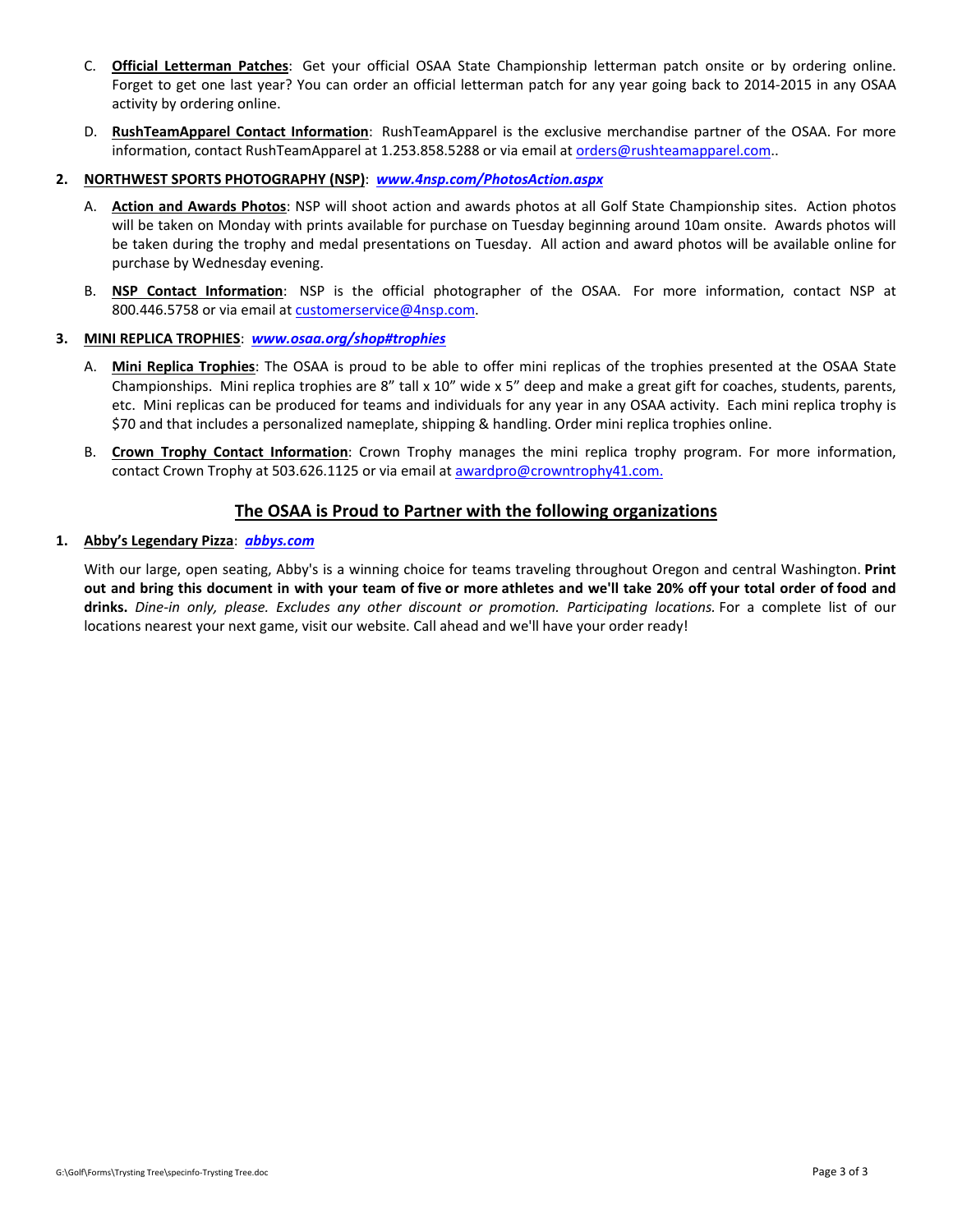C. **Official Letterman Patches**: Get your official OSAA State Championship letterman patch onsite or by ordering online. Forget to get one last year? You can order an official letterman patch for any year going back to 2014-2015 in any OSAA activity by ordering online.

D. **RushTeamApparel Contact Information**: RushTeamApparel is the exclusive merchandise partner of the OSAA. For more information, contact RushTeamApparel at 1.253.858.5288 or via email at orders@rushteamapparel.com..

**2. NORTHWEST SPORTS PHOTOGRAPHY (NSP)**: ***www.4nsp.com/PhotosAction.aspx***

A. **Action and Awards Photos**: NSP will shoot action and awards photos at all Golf State Championship sites. Action photos will be taken on Monday with prints available for purchase on Tuesday beginning around 10am onsite. Awards photos will be taken during the trophy and medal presentations on Tuesday. All action and award photos will be available online for purchase by Wednesday evening.

B. **NSP Contact Information**: NSP is the official photographer of the OSAA. For more information, contact NSP at 800.446.5758 or via email at customerservice@4nsp.com.

**3. MINI REPLICA TROPHIES**: ***www.osaa.org/shop#trophies***

A. **Mini Replica Trophies**: The OSAA is proud to be able to offer mini replicas of the trophies presented at the OSAA State Championships. Mini replica trophies are 8" tall x 10" wide x 5" deep and make a great gift for coaches, students, parents, etc. Mini replicas can be produced for teams and individuals for any year in any OSAA activity. Each mini replica trophy is $70 and that includes a personalized nameplate, shipping & handling. Order mini replica trophies online.

B. **Crown Trophy Contact Information**: Crown Trophy manages the mini replica trophy program. For more information, contact Crown Trophy at 503.626.1125 or via email at awardpro@crowntrophy41.com.

## The OSAA is Proud to Partner with the following organizations

**1. Abby's Legendary Pizza**: ***abbys.com***

With our large, open seating, Abby's is a winning choice for teams traveling throughout Oregon and central Washington. **Print out and bring this document in with your team of five or more athletes and we'll take 20% off your total order of food and drinks.** *Dine-in only, please. Excludes any other discount or promotion. Participating locations.* For a complete list of our locations nearest your next game, visit our website. Call ahead and we'll have your order ready!